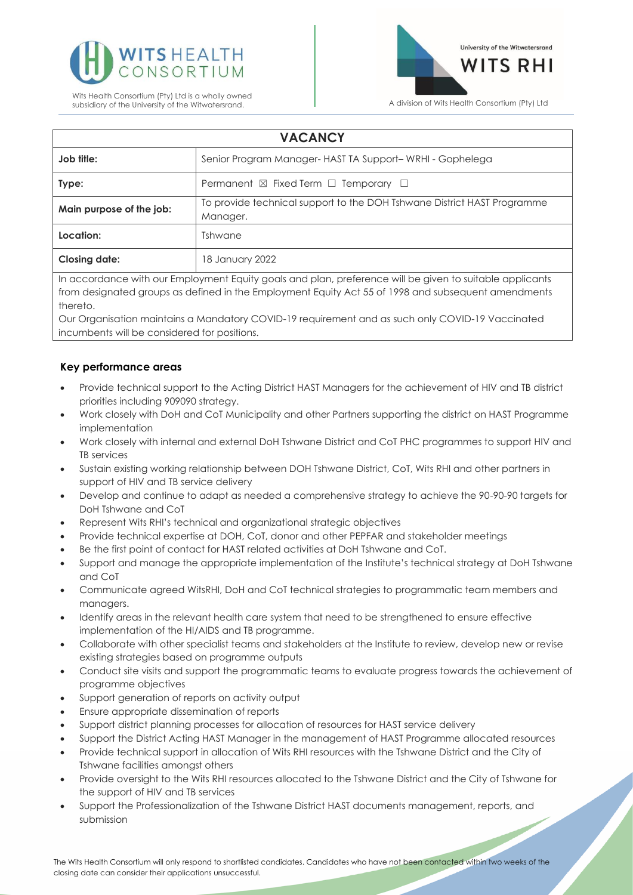Wits Health Consortium (Pty) Ltd is a wholly owned subsidiary of the University of the Witwatersrand.

University of the Witwatersrand

WITS RHI

A division of Wits Health Consortium (Pty) Ltd

| VACANCY | |
|---|---|
| **Job title:** | Senior Program Manager- HAST TA Support– WRHI - Gophelega |
| **Type:** | Permanent ☒ Fixed Term ☐ Temporary ☐ |
| **Main purpose of the job:** | To provide technical support to the DOH Tshwane District HAST Programme Manager. |
| **Location:** | Tshwane |
| **Closing date:** | 18 January 2022 |

In accordance with our Employment Equity goals and plan, preference will be given to suitable applicants from designated groups as defined in the Employment Equity Act 55 of 1998 and subsequent amendments thereto.

Our Organisation maintains a Mandatory COVID-19 requirement and as such only COVID-19 Vaccinated incumbents will be considered for positions.

### Key performance areas

- Provide technical support to the Acting District HAST Managers for the achievement of HIV and TB district priorities including 909090 strategy.
- Work closely with DoH and CoT Municipality and other Partners supporting the district on HAST Programme implementation
- Work closely with internal and external DoH Tshwane District and CoT PHC programmes to support HIV and TB services
- Sustain existing working relationship between DOH Tshwane District, CoT, Wits RHI and other partners in support of HIV and TB service delivery
- Develop and continue to adapt as needed a comprehensive strategy to achieve the 90-90-90 targets for DoH Tshwane and CoT
- Represent Wits RHI's technical and organizational strategic objectives
- Provide technical expertise at DOH, CoT, donor and other PEPFAR and stakeholder meetings
- Be the first point of contact for HAST related activities at DoH Tshwane and CoT.
- Support and manage the appropriate implementation of the Institute's technical strategy at DoH Tshwane and CoT
- Communicate agreed WitsRHI, DoH and CoT technical strategies to programmatic team members and managers.
- Identify areas in the relevant health care system that need to be strengthened to ensure effective implementation of the HI/AIDS and TB programme.
- Collaborate with other specialist teams and stakeholders at the Institute to review, develop new or revise existing strategies based on programme outputs
- Conduct site visits and support the programmatic teams to evaluate progress towards the achievement of programme objectives
- Support generation of reports on activity output
- Ensure appropriate dissemination of reports
- Support district planning processes for allocation of resources for HAST service delivery
- Support the District Acting HAST Manager in the management of HAST Programme allocated resources
- Provide technical support in allocation of Wits RHI resources with the Tshwane District and the City of Tshwane facilities amongst others
- Provide oversight to the Wits RHI resources allocated to the Tshwane District and the City of Tshwane for the support of HIV and TB services
- Support the Professionalization of the Tshwane District HAST documents management, reports, and submission

The Wits Health Consortium will only respond to shortlisted candidates. Candidates who have not been contacted within two weeks of the closing date can consider their applications unsuccessful.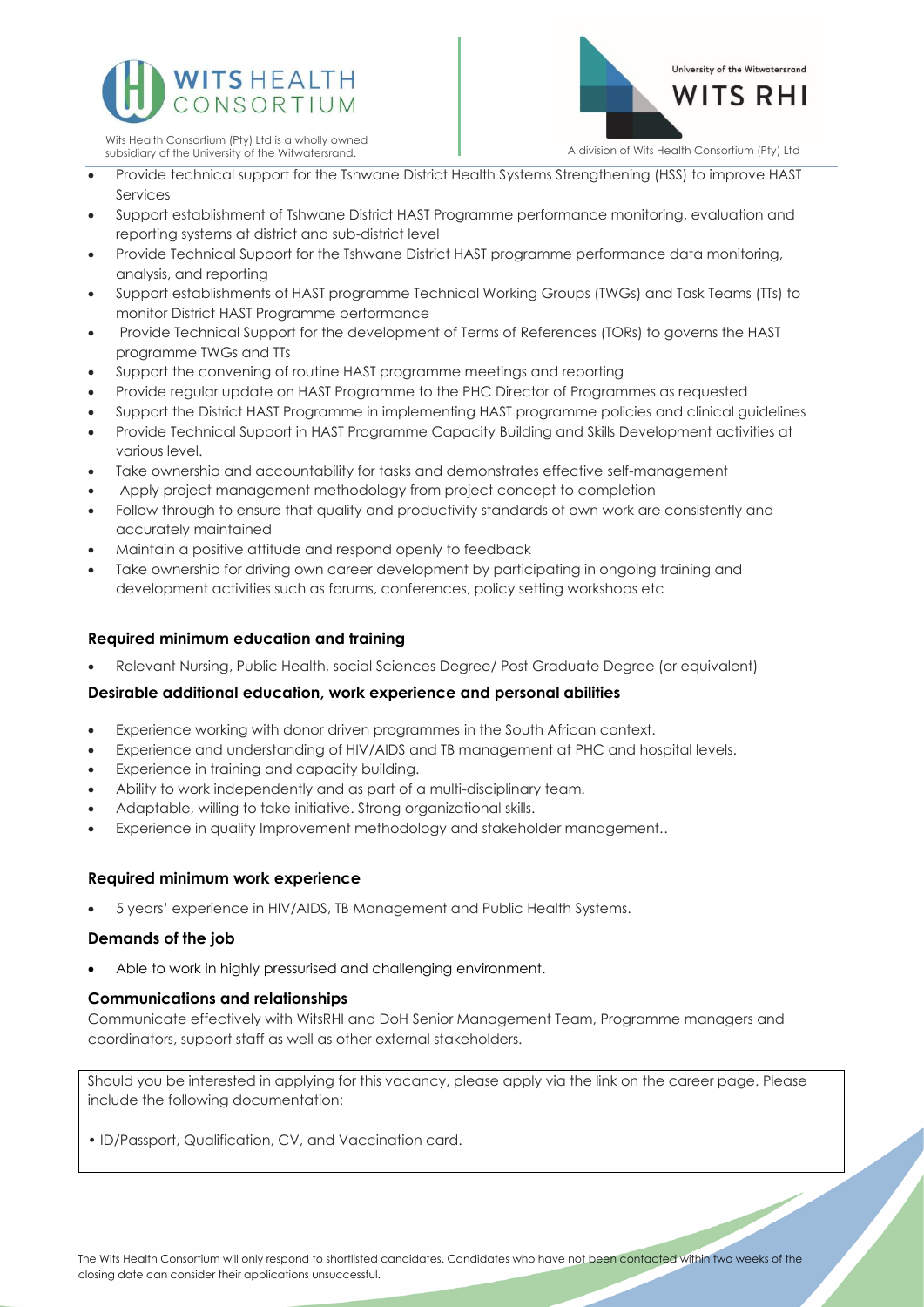- Provide technical support for the Tshwane District Health Systems Strengthening (HSS) to improve HAST Services
- Support establishment of Tshwane District HAST Programme performance monitoring, evaluation and reporting systems at district and sub-district level
- Provide Technical Support for the Tshwane District HAST programme performance data monitoring, analysis, and reporting
- Support establishments of HAST programme Technical Working Groups (TWGs) and Task Teams (TTs) to monitor District HAST Programme performance
- Provide Technical Support for the development of Terms of References (TORs) to governs the HAST programme TWGs and TTs
- Support the convening of routine HAST programme meetings and reporting
- Provide regular update on HAST Programme to the PHC Director of Programmes as requested
- Support the District HAST Programme in implementing HAST programme policies and clinical guidelines
- Provide Technical Support in HAST Programme Capacity Building and Skills Development activities at various level.
- Take ownership and accountability for tasks and demonstrates effective self-management
- Apply project management methodology from project concept to completion
- Follow through to ensure that quality and productivity standards of own work are consistently and accurately maintained
- Maintain a positive attitude and respond openly to feedback
- Take ownership for driving own career development by participating in ongoing training and development activities such as forums, conferences, policy setting workshops etc

**Required minimum education and training**

- Relevant Nursing, Public Health, social Sciences Degree/ Post Graduate Degree (or equivalent)

**Desirable additional education, work experience and personal abilities**

- Experience working with donor driven programmes in the South African context.
- Experience and understanding of HIV/AIDS and TB management at PHC and hospital levels.
- Experience in training and capacity building.
- Ability to work independently and as part of a multi-disciplinary team.
- Adaptable, willing to take initiative. Strong organizational skills.
- Experience in quality Improvement methodology and stakeholder management..

**Required minimum work experience**

- 5 years' experience in HIV/AIDS, TB Management and Public Health Systems.

**Demands of the job**

- Able to work in highly pressurised and challenging environment.

**Communications and relationships**

Communicate effectively with WitsRHI and DoH Senior Management Team, Programme managers and coordinators, support staff as well as other external stakeholders.

Should you be interested in applying for this vacancy, please apply via the link on the career page. Please include the following documentation:

• ID/Passport, Qualification, CV, and Vaccination card.

The Wits Health Consortium will only respond to shortlisted candidates. Candidates who have not been contacted within two weeks of the closing date can consider their applications unsuccessful.